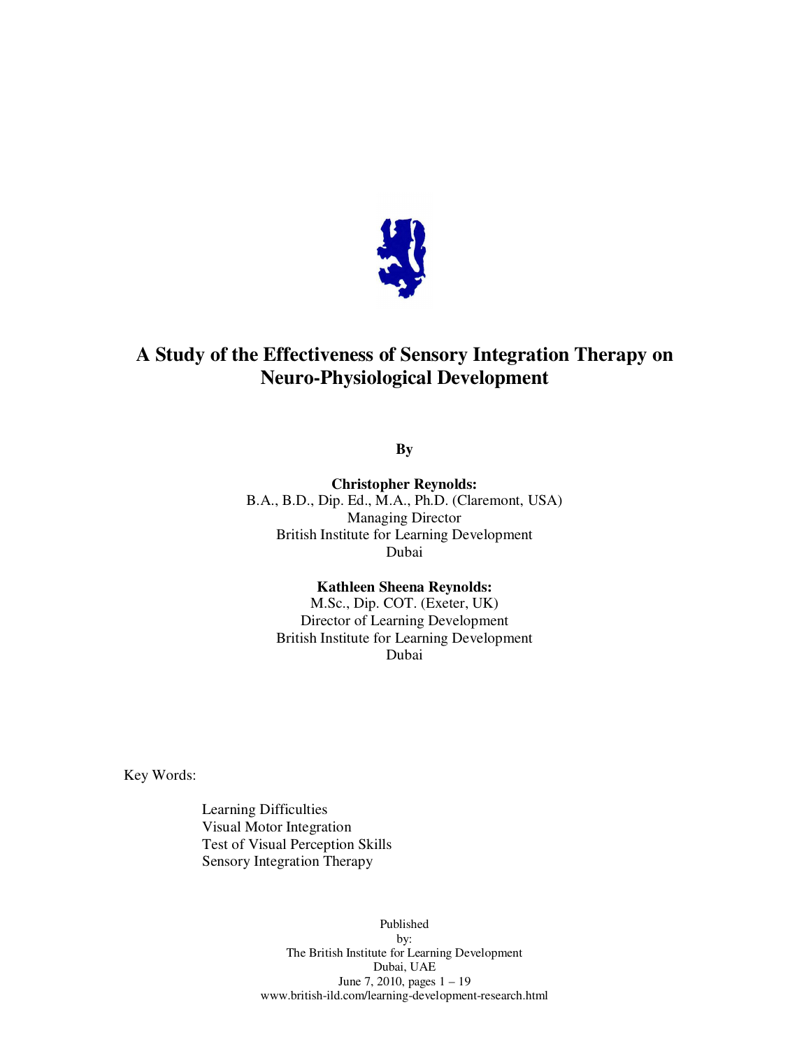# A Study of the Effectiveness of Sensory Integration Therapy on Neuro-Physiological Development

**By**

**Christopher Reynolds:**
B.A., B.D., Dip. Ed., M.A., Ph.D. (Claremont, USA)
Managing Director
British Institute for Learning Development
Dubai

**Kathleen Sheena Reynolds:**
M.Sc., Dip. COT. (Exeter, UK)
Director of Learning Development
British Institute for Learning Development
Dubai

Key Words:

- Learning Difficulties
- Visual Motor Integration
- Test of Visual Perception Skills
- Sensory Integration Therapy

Published
by:
The British Institute for Learning Development
Dubai, UAE
June 7, 2010, pages 1 – 19
www.british-ild.com/learning-development-research.html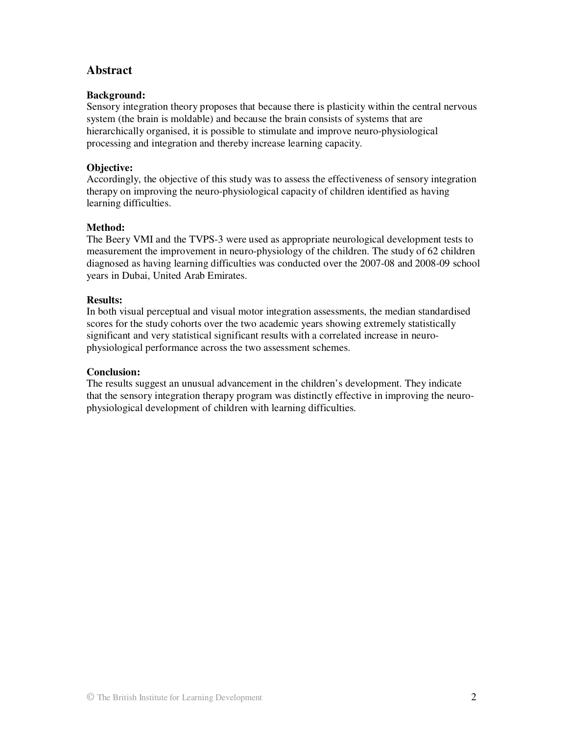## Abstract

**Background:**
Sensory integration theory proposes that because there is plasticity within the central nervous system (the brain is moldable) and because the brain consists of systems that are hierarchically organised, it is possible to stimulate and improve neuro-physiological processing and integration and thereby increase learning capacity.

**Objective:**
Accordingly, the objective of this study was to assess the effectiveness of sensory integration therapy on improving the neuro-physiological capacity of children identified as having learning difficulties.

**Method:**
The Beery VMI and the TVPS-3 were used as appropriate neurological development tests to measurement the improvement in neuro-physiology of the children. The study of 62 children diagnosed as having learning difficulties was conducted over the 2007-08 and 2008-09 school years in Dubai, United Arab Emirates.

**Results:**
In both visual perceptual and visual motor integration assessments, the median standardised scores for the study cohorts over the two academic years showing extremely statistically significant and very statistical significant results with a correlated increase in neuro-physiological performance across the two assessment schemes.

**Conclusion:**
The results suggest an unusual advancement in the children's development. They indicate that the sensory integration therapy program was distinctly effective in improving the neuro-physiological development of children with learning difficulties.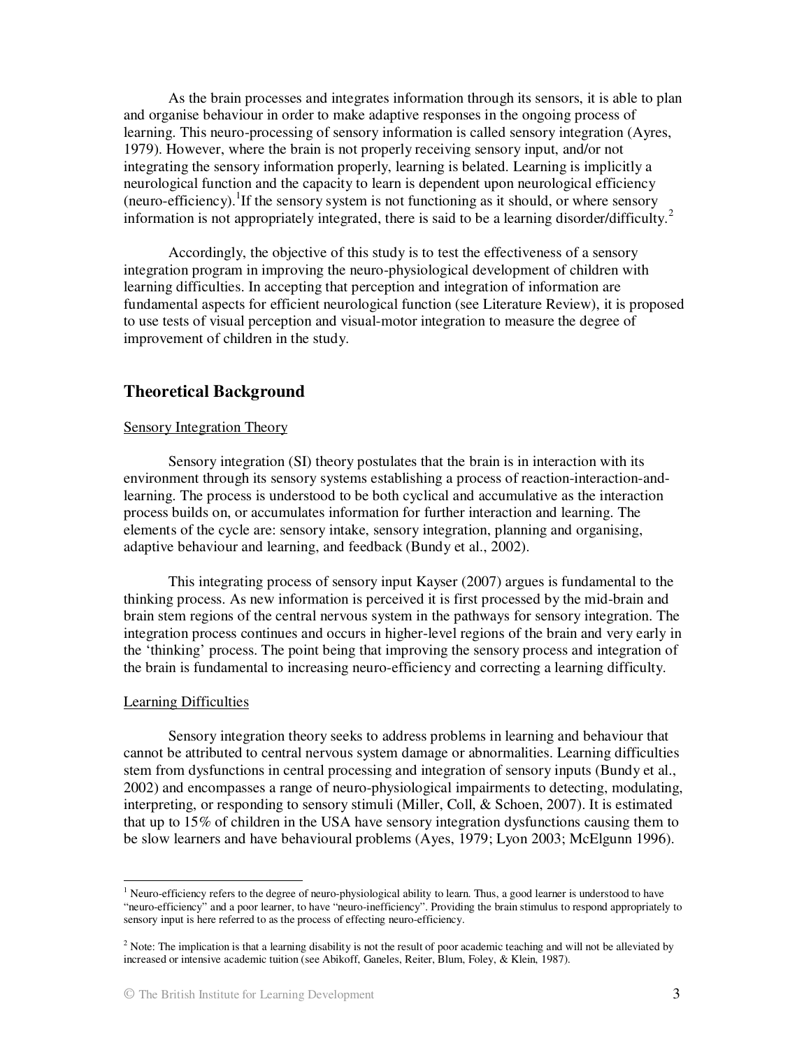As the brain processes and integrates information through its sensors, it is able to plan and organise behaviour in order to make adaptive responses in the ongoing process of learning. This neuro-processing of sensory information is called sensory integration (Ayres, 1979). However, where the brain is not properly receiving sensory input, and/or not integrating the sensory information properly, learning is belated. Learning is implicitly a neurological function and the capacity to learn is dependent upon neurological efficiency (neuro-efficiency).[1] If the sensory system is not functioning as it should, or where sensory information is not appropriately integrated, there is said to be a learning disorder/difficulty.[2]

Accordingly, the objective of this study is to test the effectiveness of a sensory integration program in improving the neuro-physiological development of children with learning difficulties. In accepting that perception and integration of information are fundamental aspects for efficient neurological function (see Literature Review), it is proposed to use tests of visual perception and visual-motor integration to measure the degree of improvement of children in the study.

## Theoretical Background

### Sensory Integration Theory

Sensory integration (SI) theory postulates that the brain is in interaction with its environment through its sensory systems establishing a process of reaction-interaction-and-learning. The process is understood to be both cyclical and accumulative as the interaction process builds on, or accumulates information for further interaction and learning. The elements of the cycle are: sensory intake, sensory integration, planning and organising, adaptive behaviour and learning, and feedback (Bundy et al., 2002).

This integrating process of sensory input Kayser (2007) argues is fundamental to the thinking process. As new information is perceived it is first processed by the mid-brain and brain stem regions of the central nervous system in the pathways for sensory integration. The integration process continues and occurs in higher-level regions of the brain and very early in the 'thinking' process. The point being that improving the sensory process and integration of the brain is fundamental to increasing neuro-efficiency and correcting a learning difficulty.

### Learning Difficulties

Sensory integration theory seeks to address problems in learning and behaviour that cannot be attributed to central nervous system damage or abnormalities. Learning difficulties stem from dysfunctions in central processing and integration of sensory inputs (Bundy et al., 2002) and encompasses a range of neuro-physiological impairments to detecting, modulating, interpreting, or responding to sensory stimuli (Miller, Coll, & Schoen, 2007). It is estimated that up to 15% of children in the USA have sensory integration dysfunctions causing them to be slow learners and have behavioural problems (Ayes, 1979; Lyon 2003; McElgunn 1996).

---

[1] Neuro-efficiency refers to the degree of neuro-physiological ability to learn. Thus, a good learner is understood to have "neuro-efficiency" and a poor learner, to have "neuro-inefficiency". Providing the brain stimulus to respond appropriately to sensory input is here referred to as the process of effecting neuro-efficiency.

[2] Note: The implication is that a learning disability is not the result of poor academic teaching and will not be alleviated by increased or intensive academic tuition (see Abikoff, Ganeles, Reiter, Blum, Foley, & Klein, 1987).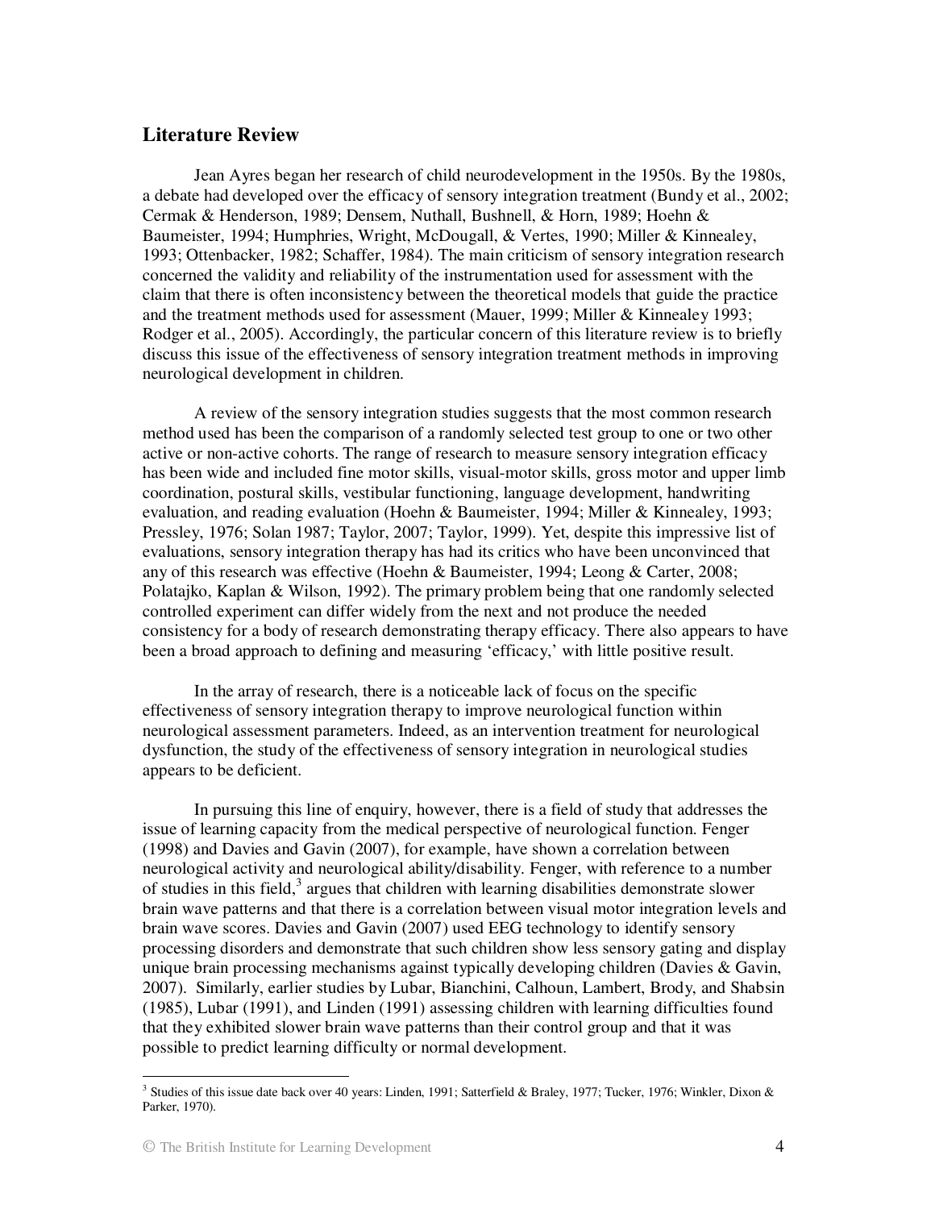## Literature Review

Jean Ayres began her research of child neurodevelopment in the 1950s. By the 1980s, a debate had developed over the efficacy of sensory integration treatment (Bundy et al., 2002; Cermak & Henderson, 1989; Densem, Nuthall, Bushnell, & Horn, 1989; Hoehn & Baumeister, 1994; Humphries, Wright, McDougall, & Vertes, 1990; Miller & Kinnealey, 1993; Ottenbacker, 1982; Schaffer, 1984). The main criticism of sensory integration research concerned the validity and reliability of the instrumentation used for assessment with the claim that there is often inconsistency between the theoretical models that guide the practice and the treatment methods used for assessment (Mauer, 1999; Miller & Kinnealey 1993; Rodger et al., 2005). Accordingly, the particular concern of this literature review is to briefly discuss this issue of the effectiveness of sensory integration treatment methods in improving neurological development in children.

A review of the sensory integration studies suggests that the most common research method used has been the comparison of a randomly selected test group to one or two other active or non-active cohorts. The range of research to measure sensory integration efficacy has been wide and included fine motor skills, visual-motor skills, gross motor and upper limb coordination, postural skills, vestibular functioning, language development, handwriting evaluation, and reading evaluation (Hoehn & Baumeister, 1994; Miller & Kinnealey, 1993; Pressley, 1976; Solan 1987; Taylor, 2007; Taylor, 1999). Yet, despite this impressive list of evaluations, sensory integration therapy has had its critics who have been unconvinced that any of this research was effective (Hoehn & Baumeister, 1994; Leong & Carter, 2008; Polatajko, Kaplan & Wilson, 1992). The primary problem being that one randomly selected controlled experiment can differ widely from the next and not produce the needed consistency for a body of research demonstrating therapy efficacy. There also appears to have been a broad approach to defining and measuring 'efficacy,' with little positive result.

In the array of research, there is a noticeable lack of focus on the specific effectiveness of sensory integration therapy to improve neurological function within neurological assessment parameters. Indeed, as an intervention treatment for neurological dysfunction, the study of the effectiveness of sensory integration in neurological studies appears to be deficient.

In pursuing this line of enquiry, however, there is a field of study that addresses the issue of learning capacity from the medical perspective of neurological function. Fenger (1998) and Davies and Gavin (2007), for example, have shown a correlation between neurological activity and neurological ability/disability. Fenger, with reference to a number of studies in this field,[3] argues that children with learning disabilities demonstrate slower brain wave patterns and that there is a correlation between visual motor integration levels and brain wave scores. Davies and Gavin (2007) used EEG technology to identify sensory processing disorders and demonstrate that such children show less sensory gating and display unique brain processing mechanisms against typically developing children (Davies & Gavin, 2007). Similarly, earlier studies by Lubar, Bianchini, Calhoun, Lambert, Brody, and Shabsin (1985), Lubar (1991), and Linden (1991) assessing children with learning difficulties found that they exhibited slower brain wave patterns than their control group and that it was possible to predict learning difficulty or normal development.

[3] Studies of this issue date back over 40 years: Linden, 1991; Satterfield & Braley, 1977; Tucker, 1976; Winkler, Dixon & Parker, 1970).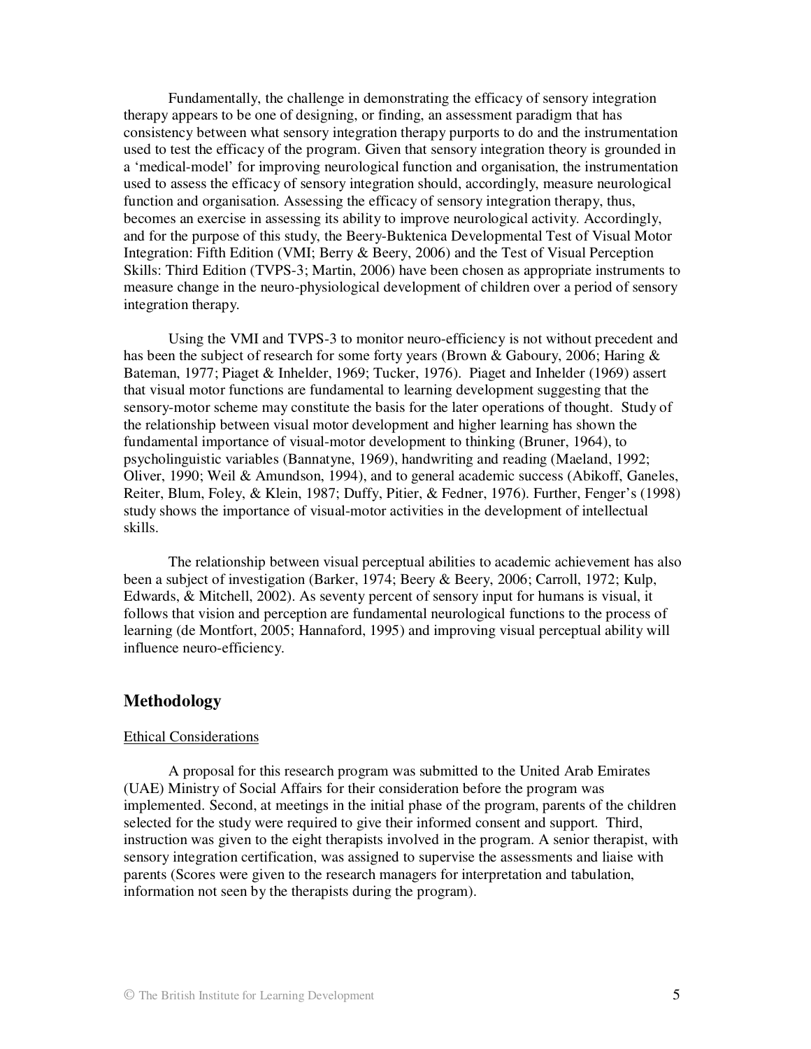Fundamentally, the challenge in demonstrating the efficacy of sensory integration therapy appears to be one of designing, or finding, an assessment paradigm that has consistency between what sensory integration therapy purports to do and the instrumentation used to test the efficacy of the program. Given that sensory integration theory is grounded in a 'medical-model' for improving neurological function and organisation, the instrumentation used to assess the efficacy of sensory integration should, accordingly, measure neurological function and organisation. Assessing the efficacy of sensory integration therapy, thus, becomes an exercise in assessing its ability to improve neurological activity. Accordingly, and for the purpose of this study, the Beery-Buktenica Developmental Test of Visual Motor Integration: Fifth Edition (VMI; Berry & Beery, 2006) and the Test of Visual Perception Skills: Third Edition (TVPS-3; Martin, 2006) have been chosen as appropriate instruments to measure change in the neuro-physiological development of children over a period of sensory integration therapy.

Using the VMI and TVPS-3 to monitor neuro-efficiency is not without precedent and has been the subject of research for some forty years (Brown & Gaboury, 2006; Haring & Bateman, 1977; Piaget & Inhelder, 1969; Tucker, 1976). Piaget and Inhelder (1969) assert that visual motor functions are fundamental to learning development suggesting that the sensory-motor scheme may constitute the basis for the later operations of thought. Study of the relationship between visual motor development and higher learning has shown the fundamental importance of visual-motor development to thinking (Bruner, 1964), to psycholinguistic variables (Bannatyne, 1969), handwriting and reading (Maeland, 1992; Oliver, 1990; Weil & Amundson, 1994), and to general academic success (Abikoff, Ganeles, Reiter, Blum, Foley, & Klein, 1987; Duffy, Pitier, & Fedner, 1976). Further, Fenger's (1998) study shows the importance of visual-motor activities in the development of intellectual skills.

The relationship between visual perceptual abilities to academic achievement has also been a subject of investigation (Barker, 1974; Beery & Beery, 2006; Carroll, 1972; Kulp, Edwards, & Mitchell, 2002). As seventy percent of sensory input for humans is visual, it follows that vision and perception are fundamental neurological functions to the process of learning (de Montfort, 2005; Hannaford, 1995) and improving visual perceptual ability will influence neuro-efficiency.

## Methodology

### Ethical Considerations

A proposal for this research program was submitted to the United Arab Emirates (UAE) Ministry of Social Affairs for their consideration before the program was implemented. Second, at meetings in the initial phase of the program, parents of the children selected for the study were required to give their informed consent and support. Third, instruction was given to the eight therapists involved in the program. A senior therapist, with sensory integration certification, was assigned to supervise the assessments and liaise with parents (Scores were given to the research managers for interpretation and tabulation, information not seen by the therapists during the program).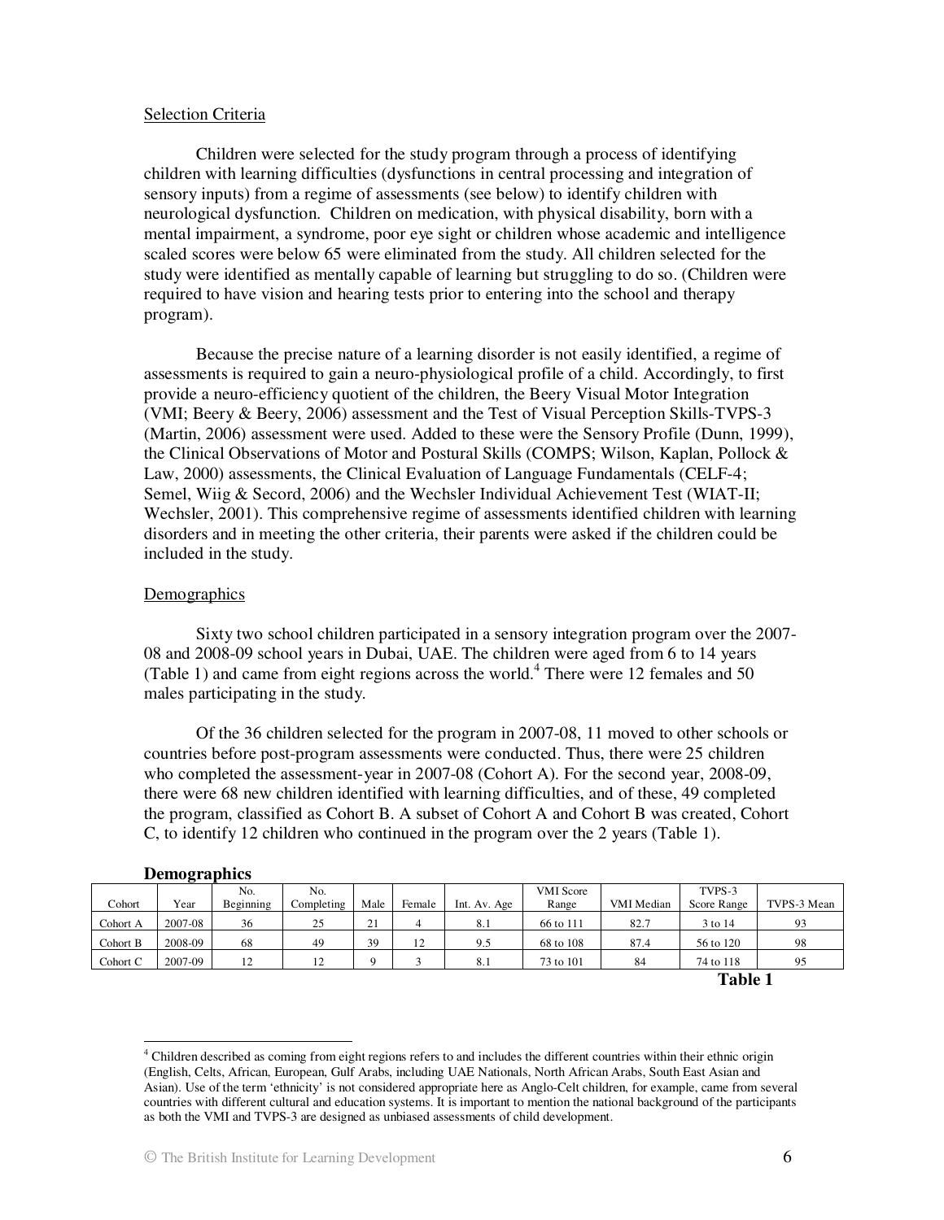Selection Criteria

Children were selected for the study program through a process of identifying children with learning difficulties (dysfunctions in central processing and integration of sensory inputs) from a regime of assessments (see below) to identify children with neurological dysfunction. Children on medication, with physical disability, born with a mental impairment, a syndrome, poor eye sight or children whose academic and intelligence scaled scores were below 65 were eliminated from the study. All children selected for the study were identified as mentally capable of learning but struggling to do so. (Children were required to have vision and hearing tests prior to entering into the school and therapy program).

Because the precise nature of a learning disorder is not easily identified, a regime of assessments is required to gain a neuro-physiological profile of a child. Accordingly, to first provide a neuro-efficiency quotient of the children, the Beery Visual Motor Integration (VMI; Beery & Beery, 2006) assessment and the Test of Visual Perception Skills-TVPS-3 (Martin, 2006) assessment were used. Added to these were the Sensory Profile (Dunn, 1999), the Clinical Observations of Motor and Postural Skills (COMPS; Wilson, Kaplan, Pollock & Law, 2000) assessments, the Clinical Evaluation of Language Fundamentals (CELF-4; Semel, Wiig & Secord, 2006) and the Wechsler Individual Achievement Test (WIAT-II; Wechsler, 2001). This comprehensive regime of assessments identified children with learning disorders and in meeting the other criteria, their parents were asked if the children could be included in the study.

Demographics

Sixty two school children participated in a sensory integration program over the 2007-08 and 2008-09 school years in Dubai, UAE. The children were aged from 6 to 14 years (Table 1) and came from eight regions across the world.[4] There were 12 females and 50 males participating in the study.

Of the 36 children selected for the program in 2007-08, 11 moved to other schools or countries before post-program assessments were conducted. Thus, there were 25 children who completed the assessment-year in 2007-08 (Cohort A). For the second year, 2008-09, there were 68 new children identified with learning difficulties, and of these, 49 completed the program, classified as Cohort B. A subset of Cohort A and Cohort B was created, Cohort C, to identify 12 children who continued in the program over the 2 years (Table 1).

**Demographics**

| Cohort | Year | No. Beginning | No. Completing | Male | Female | Int. Av. Age | VMI Score Range | VMI Median | TVPS-3 Score Range | TVPS-3 Mean |
|---|---|---|---|---|---|---|---|---|---|---|
| Cohort A | 2007-08 | 36 | 25 | 21 | 4 | 8.1 | 66 to 111 | 82.7 | 3 to 14 | 93 |
| Cohort B | 2008-09 | 68 | 49 | 39 | 12 | 9.5 | 68 to 108 | 87.4 | 56 to 120 | 98 |
| Cohort C | 2007-09 | 12 | 12 | 9 | 3 | 8.1 | 73 to 101 | 84 | 74 to 118 | 95 |

**Table 1**

[4] Children described as coming from eight regions refers to and includes the different countries within their ethnic origin (English, Celts, African, European, Gulf Arabs, including UAE Nationals, North African Arabs, South East Asian and Asian). Use of the term 'ethnicity' is not considered appropriate here as Anglo-Celt children, for example, came from several countries with different cultural and education systems. It is important to mention the national background of the participants as both the VMI and TVPS-3 are designed as unbiased assessments of child development.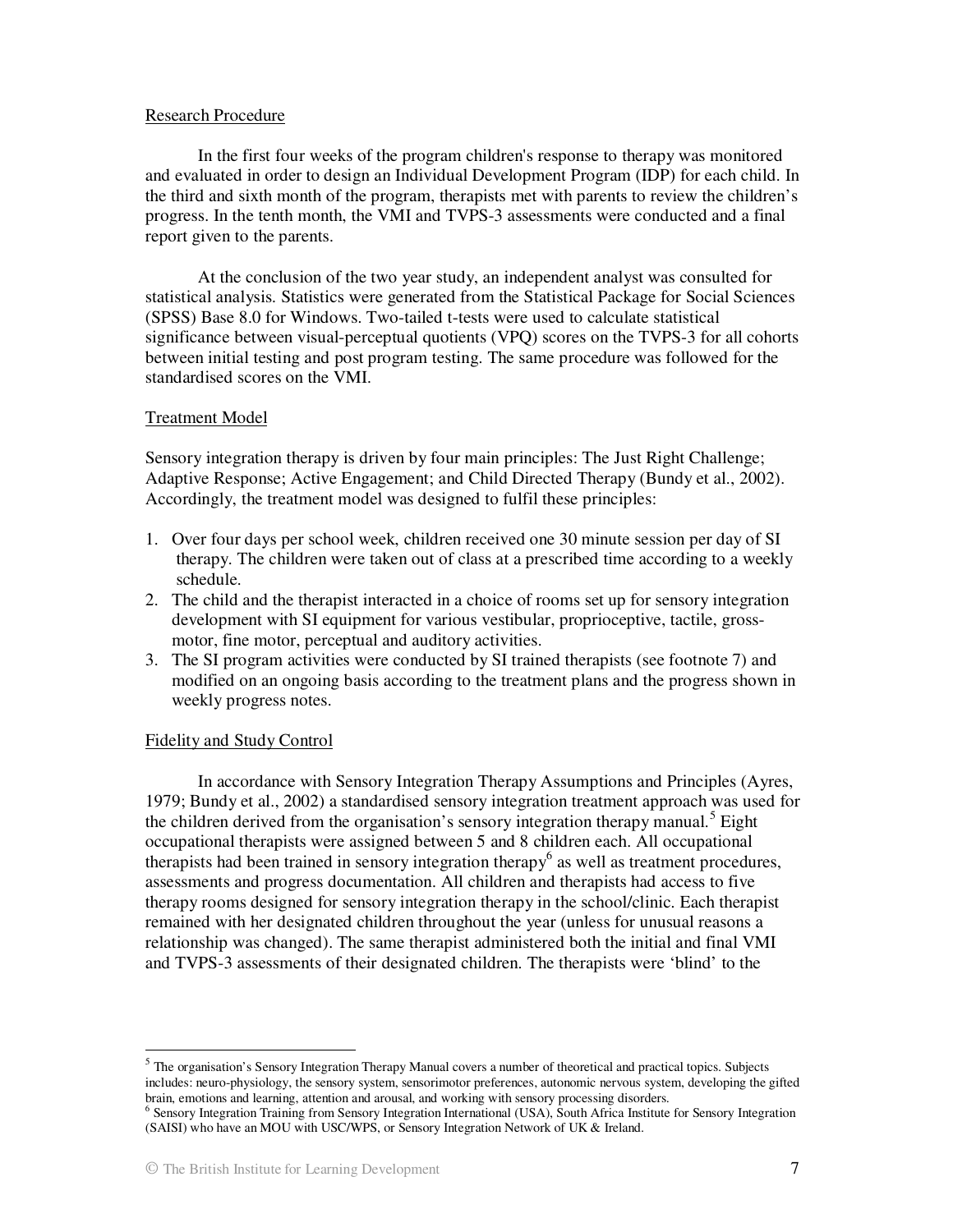Research Procedure

In the first four weeks of the program children's response to therapy was monitored and evaluated in order to design an Individual Development Program (IDP) for each child. In the third and sixth month of the program, therapists met with parents to review the children's progress. In the tenth month, the VMI and TVPS-3 assessments were conducted and a final report given to the parents.

At the conclusion of the two year study, an independent analyst was consulted for statistical analysis. Statistics were generated from the Statistical Package for Social Sciences (SPSS) Base 8.0 for Windows. Two-tailed t-tests were used to calculate statistical significance between visual-perceptual quotients (VPQ) scores on the TVPS-3 for all cohorts between initial testing and post program testing. The same procedure was followed for the standardised scores on the VMI.

Treatment Model

Sensory integration therapy is driven by four main principles: The Just Right Challenge; Adaptive Response; Active Engagement; and Child Directed Therapy (Bundy et al., 2002). Accordingly, the treatment model was designed to fulfil these principles:

1. Over four days per school week, children received one 30 minute session per day of SI therapy. The children were taken out of class at a prescribed time according to a weekly schedule.
2. The child and the therapist interacted in a choice of rooms set up for sensory integration development with SI equipment for various vestibular, proprioceptive, tactile, gross-motor, fine motor, perceptual and auditory activities.
3. The SI program activities were conducted by SI trained therapists (see footnote 7) and modified on an ongoing basis according to the treatment plans and the progress shown in weekly progress notes.

Fidelity and Study Control

In accordance with Sensory Integration Therapy Assumptions and Principles (Ayres, 1979; Bundy et al., 2002) a standardised sensory integration treatment approach was used for the children derived from the organisation's sensory integration therapy manual.[5] Eight occupational therapists were assigned between 5 and 8 children each. All occupational therapists had been trained in sensory integration therapy[6] as well as treatment procedures, assessments and progress documentation. All children and therapists had access to five therapy rooms designed for sensory integration therapy in the school/clinic. Each therapist remained with her designated children throughout the year (unless for unusual reasons a relationship was changed). The same therapist administered both the initial and final VMI and TVPS-3 assessments of their designated children. The therapists were 'blind' to the

---

[5] The organisation's Sensory Integration Therapy Manual covers a number of theoretical and practical topics. Subjects includes: neuro-physiology, the sensory system, sensorimotor preferences, autonomic nervous system, developing the gifted brain, emotions and learning, attention and arousal, and working with sensory processing disorders.

[6] Sensory Integration Training from Sensory Integration International (USA), South Africa Institute for Sensory Integration (SAISI) who have an MOU with USC/WPS, or Sensory Integration Network of UK & Ireland.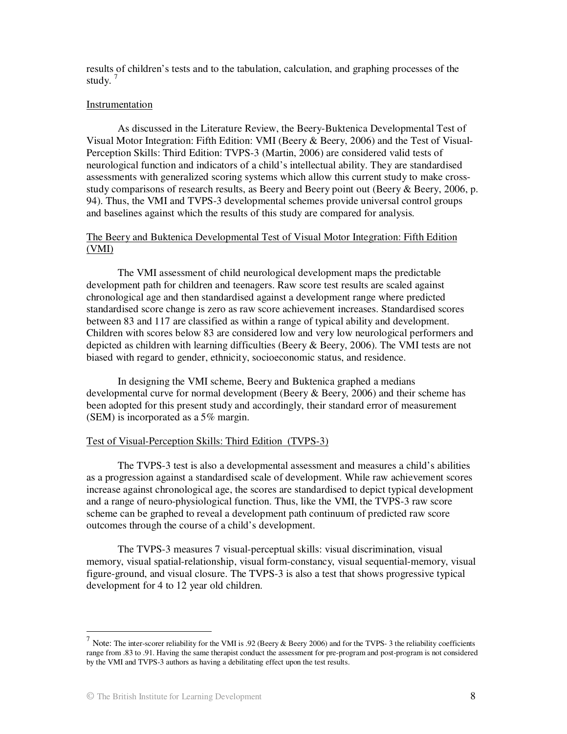results of children's tests and to the tabulation, calculation, and graphing processes of the study. [7]

Instrumentation

As discussed in the Literature Review, the Beery-Buktenica Developmental Test of Visual Motor Integration: Fifth Edition: VMI (Beery & Beery, 2006) and the Test of Visual-Perception Skills: Third Edition: TVPS-3 (Martin, 2006) are considered valid tests of neurological function and indicators of a child's intellectual ability. They are standardised assessments with generalized scoring systems which allow this current study to make cross-study comparisons of research results, as Beery and Beery point out (Beery & Beery, 2006, p. 94). Thus, the VMI and TVPS-3 developmental schemes provide universal control groups and baselines against which the results of this study are compared for analysis.

The Beery and Buktenica Developmental Test of Visual Motor Integration: Fifth Edition (VMI)

The VMI assessment of child neurological development maps the predictable development path for children and teenagers. Raw score test results are scaled against chronological age and then standardised against a development range where predicted standardised score change is zero as raw score achievement increases. Standardised scores between 83 and 117 are classified as within a range of typical ability and development. Children with scores below 83 are considered low and very low neurological performers and depicted as children with learning difficulties (Beery & Beery, 2006). The VMI tests are not biased with regard to gender, ethnicity, socioeconomic status, and residence.

In designing the VMI scheme, Beery and Buktenica graphed a medians developmental curve for normal development (Beery & Beery, 2006) and their scheme has been adopted for this present study and accordingly, their standard error of measurement (SEM) is incorporated as a 5% margin.

Test of Visual-Perception Skills: Third Edition (TVPS-3)

The TVPS-3 test is also a developmental assessment and measures a child's abilities as a progression against a standardised scale of development. While raw achievement scores increase against chronological age, the scores are standardised to depict typical development and a range of neuro-physiological function. Thus, like the VMI, the TVPS-3 raw score scheme can be graphed to reveal a development path continuum of predicted raw score outcomes through the course of a child's development.

The TVPS-3 measures 7 visual-perceptual skills: visual discrimination, visual memory, visual spatial-relationship, visual form-constancy, visual sequential-memory, visual figure-ground, and visual closure. The TVPS-3 is also a test that shows progressive typical development for 4 to 12 year old children.

---

[7] Note: The inter-scorer reliability for the VMI is .92 (Beery & Beery 2006) and for the TVPS- 3 the reliability coefficients range from .83 to .91. Having the same therapist conduct the assessment for pre-program and post-program is not considered by the VMI and TVPS-3 authors as having a debilitating effect upon the test results.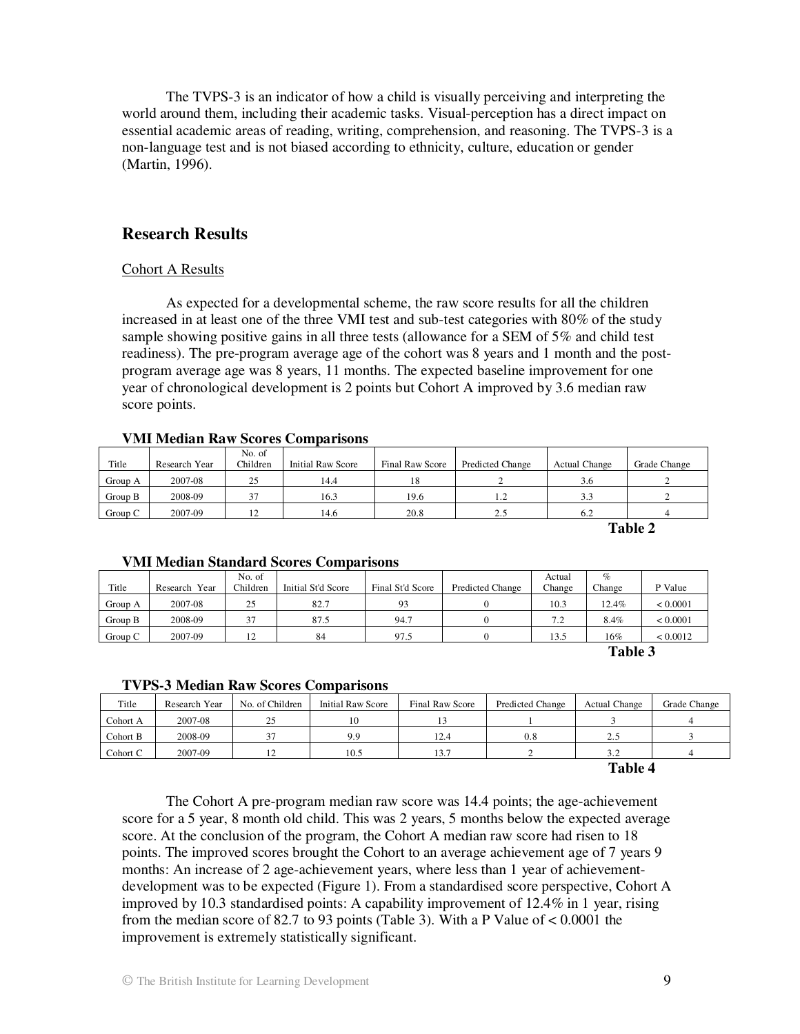The TVPS-3 is an indicator of how a child is visually perceiving and interpreting the world around them, including their academic tasks. Visual-perception has a direct impact on essential academic areas of reading, writing, comprehension, and reasoning. The TVPS-3 is a non-language test and is not biased according to ethnicity, culture, education or gender (Martin, 1996).

## Research Results

Cohort A Results

As expected for a developmental scheme, the raw score results for all the children increased in at least one of the three VMI test and sub-test categories with 80% of the study sample showing positive gains in all three tests (allowance for a SEM of 5% and child test readiness). The pre-program average age of the cohort was 8 years and 1 month and the post-program average age was 8 years, 11 months. The expected baseline improvement for one year of chronological development is 2 points but Cohort A improved by 3.6 median raw score points.

**VMI Median Raw Scores Comparisons**

| Title | Research Year | No. of Children | Initial Raw Score | Final Raw Score | Predicted Change | Actual Change | Grade Change |
|---|---|---|---|---|---|---|---|
| Group A | 2007-08 | 25 | 14.4 | 18 | 2 | 3.6 | 2 |
| Group B | 2008-09 | 37 | 16.3 | 19.6 | 1.2 | 3.3 | 2 |
| Group C | 2007-09 | 12 | 14.6 | 20.8 | 2.5 | 6.2 | 4 |

**Table 2**

**VMI Median Standard Scores Comparisons**

| Title | Research Year | No. of Children | Initial St'd Score | Final St'd Score | Predicted Change | Actual Change | % Change | P Value |
|---|---|---|---|---|---|---|---|---|
| Group A | 2007-08 | 25 | 82.7 | 93 | 0 | 10.3 | 12.4% | < 0.0001 |
| Group B | 2008-09 | 37 | 87.5 | 94.7 | 0 | 7.2 | 8.4% | < 0.0001 |
| Group C | 2007-09 | 12 | 84 | 97.5 | 0 | 13.5 | 16% | < 0.0012 |

**Table 3**

**TVPS-3 Median Raw Scores Comparisons**

| Title | Research Year | No. of Children | Initial Raw Score | Final Raw Score | Predicted Change | Actual Change | Grade Change |
|---|---|---|---|---|---|---|---|
| Cohort A | 2007-08 | 25 | 10 | 13 | 1 | 3 | 4 |
| Cohort B | 2008-09 | 37 | 9.9 | 12.4 | 0.8 | 2.5 | 3 |
| Cohort C | 2007-09 | 12 | 10.5 | 13.7 | 2 | 3.2 | 4 |

**Table 4**

The Cohort A pre-program median raw score was 14.4 points; the age-achievement score for a 5 year, 8 month old child. This was 2 years, 5 months below the expected average score. At the conclusion of the program, the Cohort A median raw score had risen to 18 points. The improved scores brought the Cohort to an average achievement age of 7 years 9 months: An increase of 2 age-achievement years, where less than 1 year of achievement-development was to be expected (Figure 1). From a standardised score perspective, Cohort A improved by 10.3 standardised points: A capability improvement of 12.4% in 1 year, rising from the median score of 82.7 to 93 points (Table 3). With a P Value of < 0.0001 the improvement is extremely statistically significant.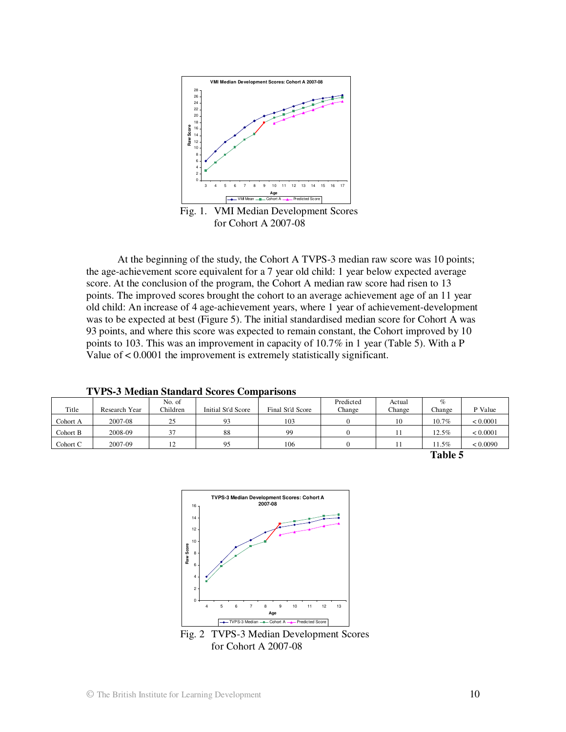Fig. 1. VMI Median Development Scores for Cohort A 2007-08

At the beginning of the study, the Cohort A TVPS-3 median raw score was 10 points; the age-achievement score equivalent for a 7 year old child: 1 year below expected average score. At the conclusion of the program, the Cohort A median raw score had risen to 13 points. The improved scores brought the cohort to an average achievement age of an 11 year old child: An increase of 4 age-achievement years, where 1 year of achievement-development was to be expected at best (Figure 5). The initial standardised median score for Cohort A was 93 points, and where this score was expected to remain constant, the Cohort improved by 10 points to 103. This was an improvement in capacity of 10.7% in 1 year (Table 5). With a P Value of < 0.0001 the improvement is extremely statistically significant.

**TVPS-3 Median Standard Scores Comparisons**

| Title | Research Year | No. of Children | Initial St'd Score | Final St'd Score | Predicted Change | Actual Change | % Change | P Value |
|---|---|---|---|---|---|---|---|---|
| Cohort A | 2007-08 | 25 | 93 | 103 | 0 | 10 | 10.7% | < 0.0001 |
| Cohort B | 2008-09 | 37 | 88 | 99 | 0 | 11 | 12.5% | < 0.0001 |
| Cohort C | 2007-09 | 12 | 95 | 106 | 0 | 11 | 11.5% | < 0.0090 |

**Table 5**

Fig. 2 TVPS-3 Median Development Scores for Cohort A 2007-08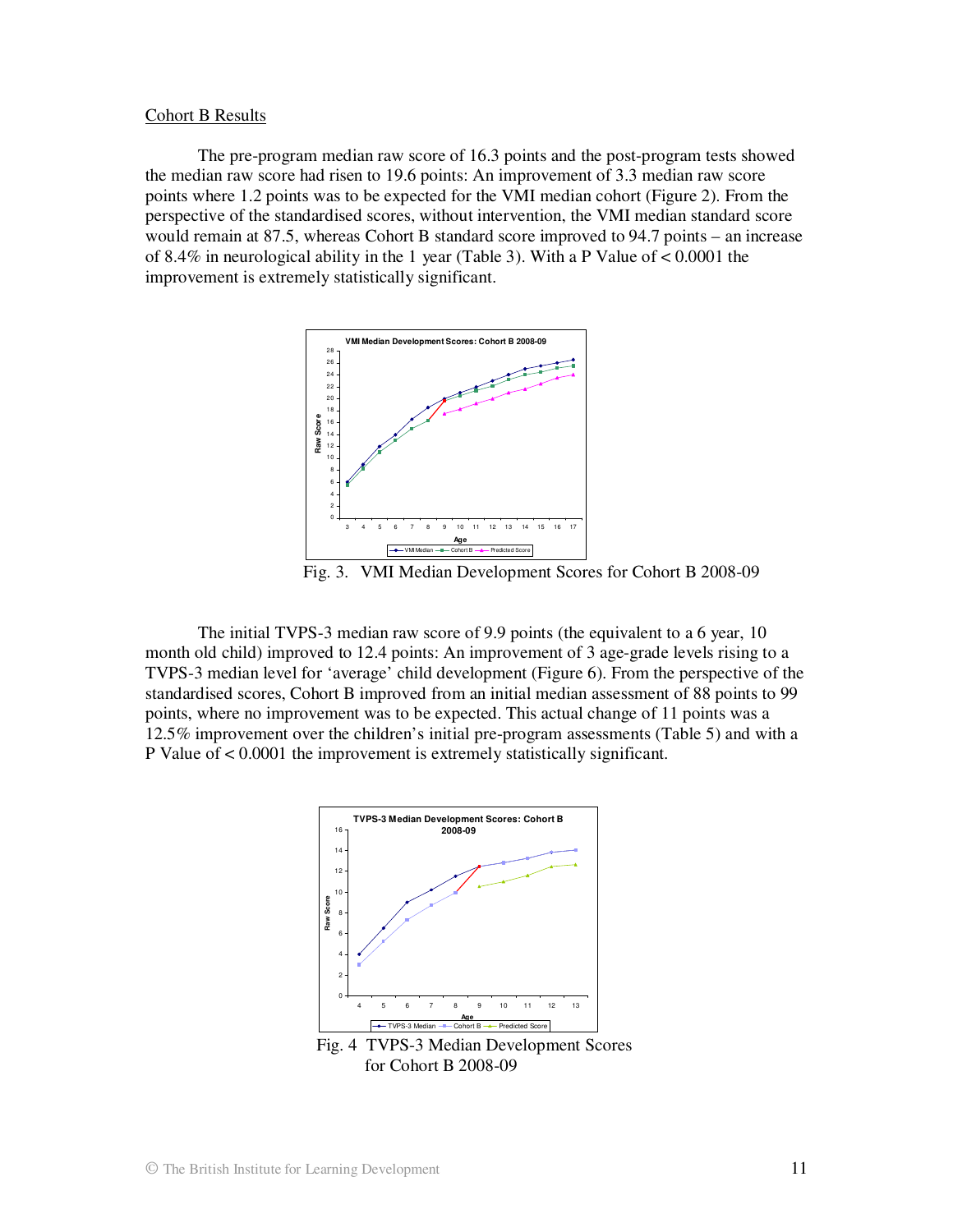Cohort B Results

The pre-program median raw score of 16.3 points and the post-program tests showed the median raw score had risen to 19.6 points: An improvement of 3.3 median raw score points where 1.2 points was to be expected for the VMI median cohort (Figure 2). From the perspective of the standardised scores, without intervention, the VMI median standard score would remain at 87.5, whereas Cohort B standard score improved to 94.7 points – an increase of 8.4% in neurological ability in the 1 year (Table 3). With a P Value of < 0.0001 the improvement is extremely statistically significant.

Fig. 3. VMI Median Development Scores for Cohort B 2008-09

The initial TVPS-3 median raw score of 9.9 points (the equivalent to a 6 year, 10 month old child) improved to 12.4 points: An improvement of 3 age-grade levels rising to a TVPS-3 median level for 'average' child development (Figure 6). From the perspective of the standardised scores, Cohort B improved from an initial median assessment of 88 points to 99 points, where no improvement was to be expected. This actual change of 11 points was a 12.5% improvement over the children's initial pre-program assessments (Table 5) and with a P Value of < 0.0001 the improvement is extremely statistically significant.

Fig. 4 TVPS-3 Median Development Scores for Cohort B 2008-09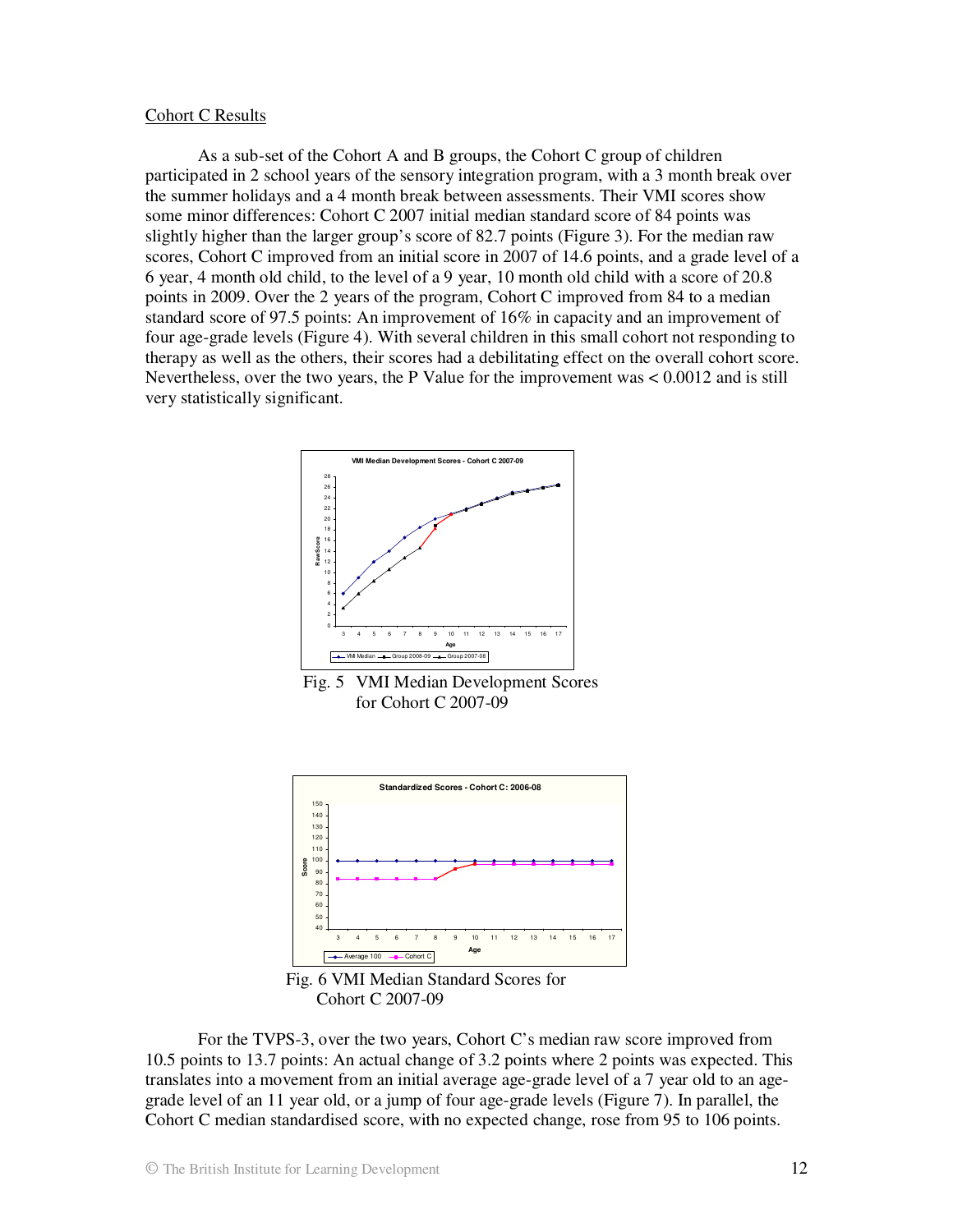Cohort C Results

As a sub-set of the Cohort A and B groups, the Cohort C group of children participated in 2 school years of the sensory integration program, with a 3 month break over the summer holidays and a 4 month break between assessments. Their VMI scores show some minor differences: Cohort C 2007 initial median standard score of 84 points was slightly higher than the larger group's score of 82.7 points (Figure 3). For the median raw scores, Cohort C improved from an initial score in 2007 of 14.6 points, and a grade level of a 6 year, 4 month old child, to the level of a 9 year, 10 month old child with a score of 20.8 points in 2009. Over the 2 years of the program, Cohort C improved from 84 to a median standard score of 97.5 points: An improvement of 16% in capacity and an improvement of four age-grade levels (Figure 4). With several children in this small cohort not responding to therapy as well as the others, their scores had a debilitating effect on the overall cohort score. Nevertheless, over the two years, the P Value for the improvement was < 0.0012 and is still very statistically significant.

Fig. 5 VMI Median Development Scores for Cohort C 2007-09

Fig. 6 VMI Median Standard Scores for Cohort C 2007-09

For the TVPS-3, over the two years, Cohort C's median raw score improved from 10.5 points to 13.7 points: An actual change of 3.2 points where 2 points was expected. This translates into a movement from an initial average age-grade level of a 7 year old to an age-grade level of an 11 year old, or a jump of four age-grade levels (Figure 7). In parallel, the Cohort C median standardised score, with no expected change, rose from 95 to 106 points.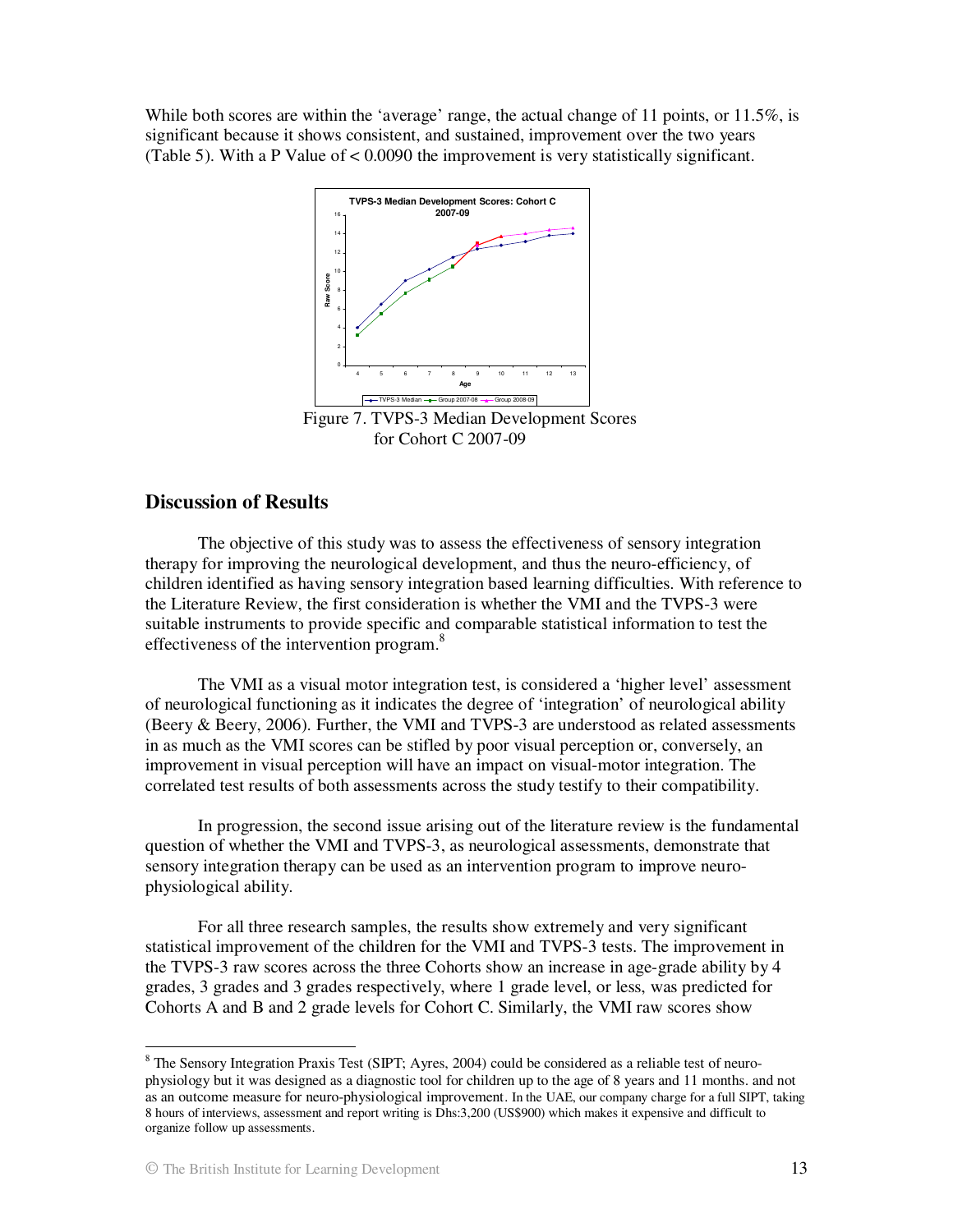While both scores are within the 'average' range, the actual change of 11 points, or 11.5%, is significant because it shows consistent, and sustained, improvement over the two years (Table 5). With a P Value of < 0.0090 the improvement is very statistically significant.

Figure 7. TVPS-3 Median Development Scores for Cohort C 2007-09

## Discussion of Results

The objective of this study was to assess the effectiveness of sensory integration therapy for improving the neurological development, and thus the neuro-efficiency, of children identified as having sensory integration based learning difficulties. With reference to the Literature Review, the first consideration is whether the VMI and the TVPS-3 were suitable instruments to provide specific and comparable statistical information to test the effectiveness of the intervention program.[8]

The VMI as a visual motor integration test, is considered a 'higher level' assessment of neurological functioning as it indicates the degree of 'integration' of neurological ability (Beery & Beery, 2006). Further, the VMI and TVPS-3 are understood as related assessments in as much as the VMI scores can be stifled by poor visual perception or, conversely, an improvement in visual perception will have an impact on visual-motor integration. The correlated test results of both assessments across the study testify to their compatibility.

In progression, the second issue arising out of the literature review is the fundamental question of whether the VMI and TVPS-3, as neurological assessments, demonstrate that sensory integration therapy can be used as an intervention program to improve neuro-physiological ability.

For all three research samples, the results show extremely and very significant statistical improvement of the children for the VMI and TVPS-3 tests. The improvement in the TVPS-3 raw scores across the three Cohorts show an increase in age-grade ability by 4 grades, 3 grades and 3 grades respectively, where 1 grade level, or less, was predicted for Cohorts A and B and 2 grade levels for Cohort C. Similarly, the VMI raw scores show

---

[8] The Sensory Integration Praxis Test (SIPT; Ayres, 2004) could be considered as a reliable test of neuro-physiology but it was designed as a diagnostic tool for children up to the age of 8 years and 11 months. and not as an outcome measure for neuro-physiological improvement. In the UAE, our company charge for a full SIPT, taking 8 hours of interviews, assessment and report writing is Dhs:3,200 (US$900) which makes it expensive and difficult to organize follow up assessments.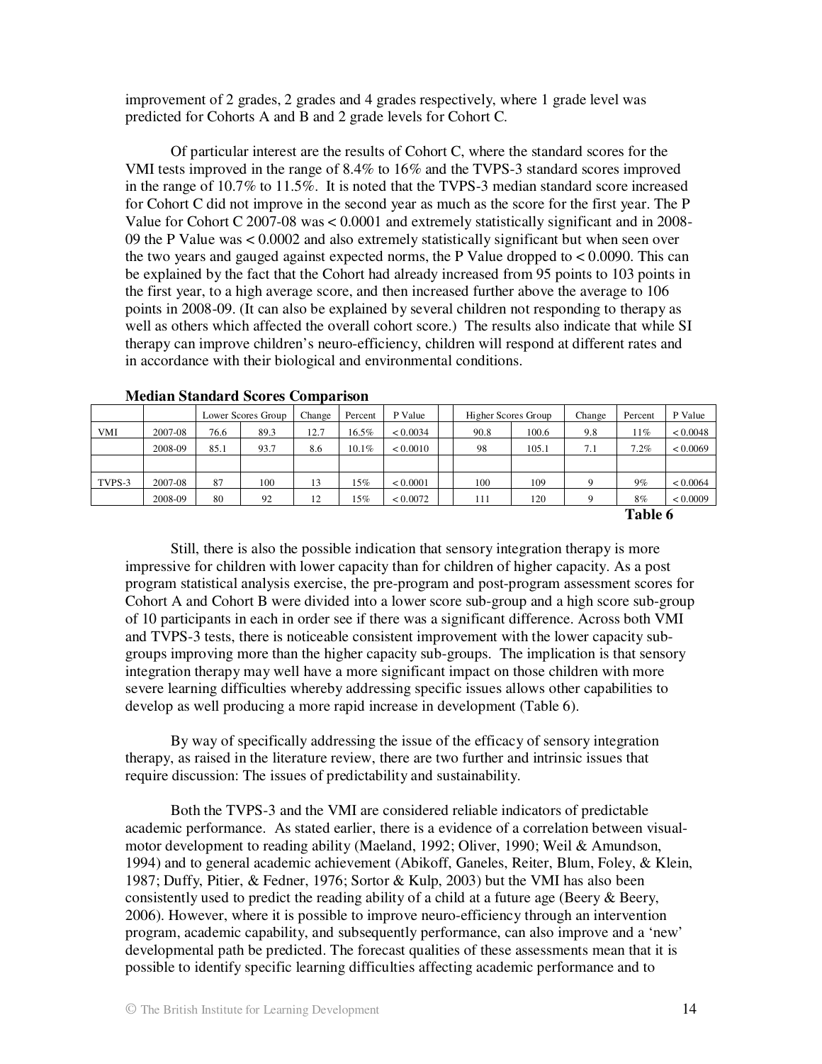improvement of 2 grades, 2 grades and 4 grades respectively, where 1 grade level was predicted for Cohorts A and B and 2 grade levels for Cohort C.

Of particular interest are the results of Cohort C, where the standard scores for the VMI tests improved in the range of 8.4% to 16% and the TVPS-3 standard scores improved in the range of 10.7% to 11.5%. It is noted that the TVPS-3 median standard score increased for Cohort C did not improve in the second year as much as the score for the first year. The P Value for Cohort C 2007-08 was < 0.0001 and extremely statistically significant and in 2008-09 the P Value was < 0.0002 and also extremely statistically significant but when seen over the two years and gauged against expected norms, the P Value dropped to < 0.0090. This can be explained by the fact that the Cohort had already increased from 95 points to 103 points in the first year, to a high average score, and then increased further above the average to 106 points in 2008-09. (It can also be explained by several children not responding to therapy as well as others which affected the overall cohort score.) The results also indicate that while SI therapy can improve children's neuro-efficiency, children will respond at different rates and in accordance with their biological and environmental conditions.

**Median Standard Scores Comparison**

| | | Lower Scores Group | | Change | Percent | P Value | | Higher Scores Group | | Change | Percent | P Value |
|---|---|---|---|---|---|---|---|---|---|---|---|---|
| VMI | 2007-08 | 76.6 | 89.3 | 12.7 | 16.5% | < 0.0034 | | 90.8 | 100.6 | 9.8 | 11% | < 0.0048 |
| | 2008-09 | 85.1 | 93.7 | 8.6 | 10.1% | < 0.0010 | | 98 | 105.1 | 7.1 | 7.2% | < 0.0069 |
| | | | | | | | | | | | | |
| TVPS-3 | 2007-08 | 87 | 100 | 13 | 15% | < 0.0001 | | 100 | 109 | 9 | 9% | < 0.0064 |
| | 2008-09 | 80 | 92 | 12 | 15% | < 0.0072 | | 111 | 120 | 9 | 8% | < 0.0009 |

**Table 6**

Still, there is also the possible indication that sensory integration therapy is more impressive for children with lower capacity than for children of higher capacity. As a post program statistical analysis exercise, the pre-program and post-program assessment scores for Cohort A and Cohort B were divided into a lower score sub-group and a high score sub-group of 10 participants in each in order see if there was a significant difference. Across both VMI and TVPS-3 tests, there is noticeable consistent improvement with the lower capacity sub-groups improving more than the higher capacity sub-groups. The implication is that sensory integration therapy may well have a more significant impact on those children with more severe learning difficulties whereby addressing specific issues allows other capabilities to develop as well producing a more rapid increase in development (Table 6).

By way of specifically addressing the issue of the efficacy of sensory integration therapy, as raised in the literature review, there are two further and intrinsic issues that require discussion: The issues of predictability and sustainability.

Both the TVPS-3 and the VMI are considered reliable indicators of predictable academic performance. As stated earlier, there is a evidence of a correlation between visual-motor development to reading ability (Maeland, 1992; Oliver, 1990; Weil & Amundson, 1994) and to general academic achievement (Abikoff, Ganeles, Reiter, Blum, Foley, & Klein, 1987; Duffy, Pitier, & Fedner, 1976; Sortor & Kulp, 2003) but the VMI has also been consistently used to predict the reading ability of a child at a future age (Beery & Beery, 2006). However, where it is possible to improve neuro-efficiency through an intervention program, academic capability, and subsequently performance, can also improve and a 'new' developmental path be predicted. The forecast qualities of these assessments mean that it is possible to identify specific learning difficulties affecting academic performance and to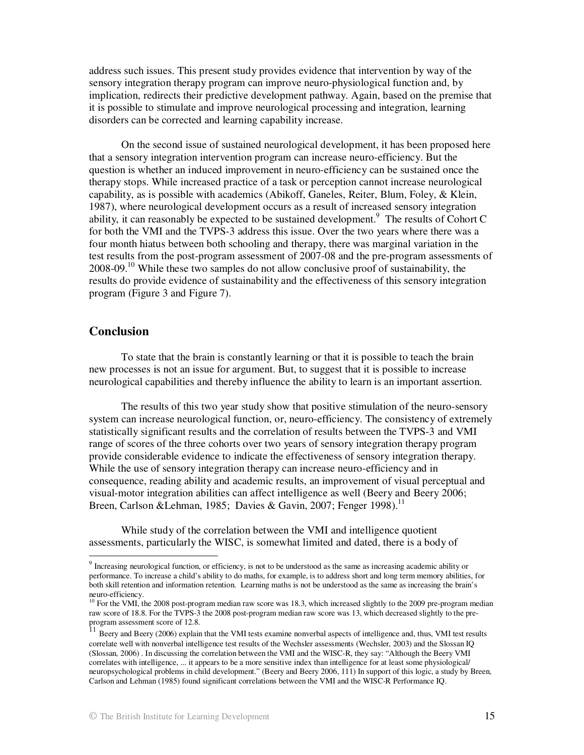address such issues. This present study provides evidence that intervention by way of the sensory integration therapy program can improve neuro-physiological function and, by implication, redirects their predictive development pathway. Again, based on the premise that it is possible to stimulate and improve neurological processing and integration, learning disorders can be corrected and learning capability increase.

On the second issue of sustained neurological development, it has been proposed here that a sensory integration intervention program can increase neuro-efficiency. But the question is whether an induced improvement in neuro-efficiency can be sustained once the therapy stops. While increased practice of a task or perception cannot increase neurological capability, as is possible with academics (Abikoff, Ganeles, Reiter, Blum, Foley, & Klein, 1987), where neurological development occurs as a result of increased sensory integration ability, it can reasonably be expected to be sustained development.[9] The results of Cohort C for both the VMI and the TVPS-3 address this issue. Over the two years where there was a four month hiatus between both schooling and therapy, there was marginal variation in the test results from the post-program assessment of 2007-08 and the pre-program assessments of 2008-09.[10] While these two samples do not allow conclusive proof of sustainability, the results do provide evidence of sustainability and the effectiveness of this sensory integration program (Figure 3 and Figure 7).

## Conclusion

To state that the brain is constantly learning or that it is possible to teach the brain new processes is not an issue for argument. But, to suggest that it is possible to increase neurological capabilities and thereby influence the ability to learn is an important assertion.

The results of this two year study show that positive stimulation of the neuro-sensory system can increase neurological function, or, neuro-efficiency. The consistency of extremely statistically significant results and the correlation of results between the TVPS-3 and VMI range of scores of the three cohorts over two years of sensory integration therapy program provide considerable evidence to indicate the effectiveness of sensory integration therapy. While the use of sensory integration therapy can increase neuro-efficiency and in consequence, reading ability and academic results, an improvement of visual perceptual and visual-motor integration abilities can affect intelligence as well (Beery and Beery 2006; Breen, Carlson &Lehman, 1985; Davies & Gavin, 2007; Fenger 1998).[11]

While study of the correlation between the VMI and intelligence quotient assessments, particularly the WISC, is somewhat limited and dated, there is a body of

---

[9] Increasing neurological function, or efficiency, is not to be understood as the same as increasing academic ability or performance. To increase a child's ability to do maths, for example, is to address short and long term memory abilities, for both skill retention and information retention. Learning maths is not be understood as the same as increasing the brain's neuro-efficiency.

[10] For the VMI, the 2008 post-program median raw score was 18.3, which increased slightly to the 2009 pre-program median raw score of 18.8. For the TVPS-3 the 2008 post-program median raw score was 13, which decreased slightly to the pre-program assessment score of 12.8.

[11] Beery and Beery (2006) explain that the VMI tests examine nonverbal aspects of intelligence and, thus, VMI test results correlate well with nonverbal intelligence test results of the Wechsler assessments (Wechsler, 2003) and the Slossan IQ (Slossan, 2006) . In discussing the correlation between the VMI and the WISC-R, they say: "Although the Beery VMI correlates with intelligence, ... it appears to be a more sensitive index than intelligence for at least some physiological/ neuropsychological problems in child development." (Beery and Beery 2006, 111) In support of this logic, a study by Breen, Carlson and Lehman (1985) found significant correlations between the VMI and the WISC-R Performance IQ.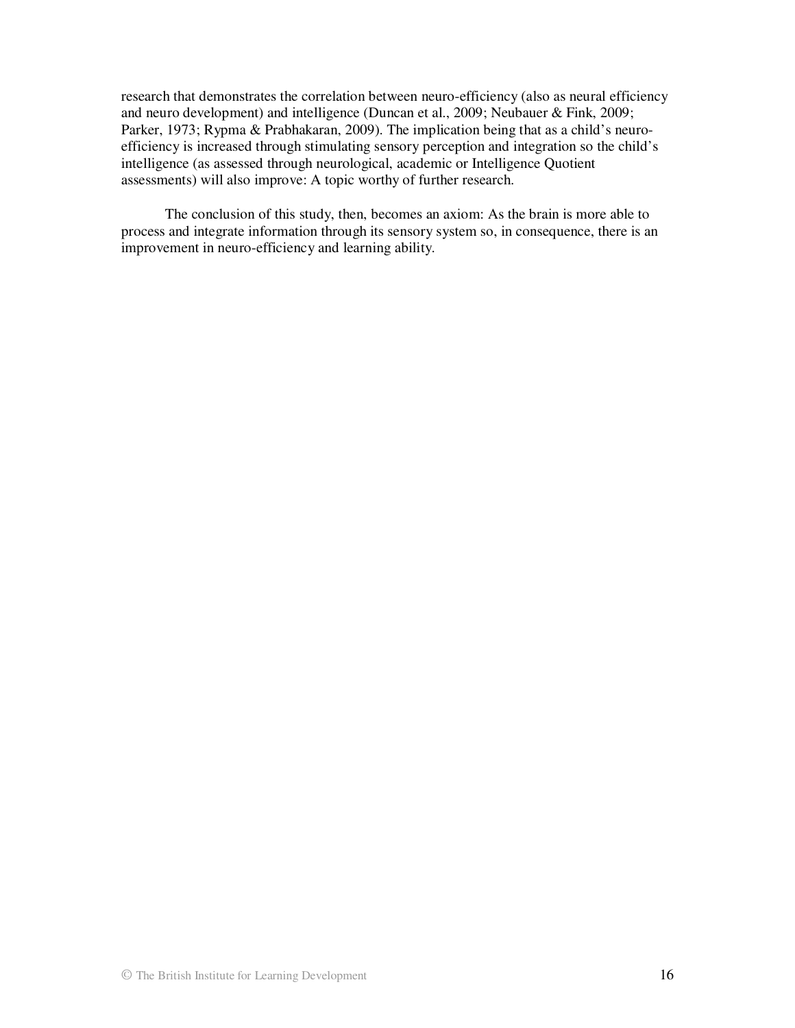research that demonstrates the correlation between neuro-efficiency (also as neural efficiency and neuro development) and intelligence (Duncan et al., 2009; Neubauer & Fink, 2009; Parker, 1973; Rypma & Prabhakaran, 2009). The implication being that as a child's neuro-efficiency is increased through stimulating sensory perception and integration so the child's intelligence (as assessed through neurological, academic or Intelligence Quotient assessments) will also improve: A topic worthy of further research.

The conclusion of this study, then, becomes an axiom: As the brain is more able to process and integrate information through its sensory system so, in consequence, there is an improvement in neuro-efficiency and learning ability.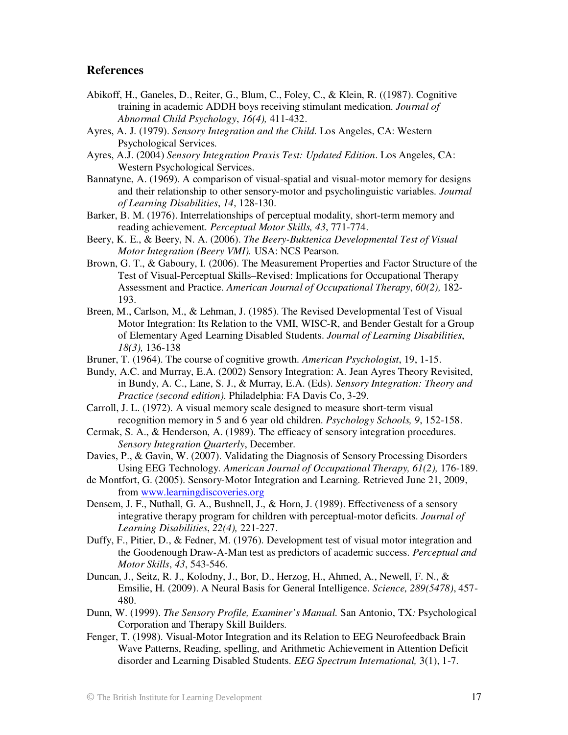## References

Abikoff, H., Ganeles, D., Reiter, G., Blum, C., Foley, C., & Klein, R. ((1987). Cognitive training in academic ADDH boys receiving stimulant medication. *Journal of Abnormal Child Psychology*, *16(4),* 411-432.

Ayres, A. J. (1979). *Sensory Integration and the Child.* Los Angeles, CA: Western Psychological Services.

Ayres, A.J. (2004) *Sensory Integration Praxis Test: Updated Edition*. Los Angeles, CA: Western Psychological Services.

Bannatyne, A. (1969). A comparison of visual-spatial and visual-motor memory for designs and their relationship to other sensory-motor and psycholinguistic variables. *Journal of Learning Disabilities*, *14*, 128-130.

Barker, B. M. (1976). Interrelationships of perceptual modality, short-term memory and reading achievement. *Perceptual Motor Skills, 43*, 771-774.

Beery, K. E., & Beery, N. A. (2006). *The Beery-Buktenica Developmental Test of Visual Motor Integration (Beery VMI).* USA: NCS Pearson.

Brown, G. T., & Gaboury, I. (2006). The Measurement Properties and Factor Structure of the Test of Visual-Perceptual Skills–Revised: Implications for Occupational Therapy Assessment and Practice. *American Journal of Occupational Therapy*, *60(2),* 182-193.

Breen, M., Carlson, M., & Lehman, J. (1985). The Revised Developmental Test of Visual Motor Integration: Its Relation to the VMI, WISC-R, and Bender Gestalt for a Group of Elementary Aged Learning Disabled Students. *Journal of Learning Disabilities*, *18(3),* 136-138

Bruner, T. (1964). The course of cognitive growth. *American Psychologist*, 19, 1-15.

Bundy, A.C. and Murray, E.A. (2002) Sensory Integration: A. Jean Ayres Theory Revisited, in Bundy, A. C., Lane, S. J., & Murray, E.A. (Eds). *Sensory Integration: Theory and Practice (second edition).* Philadelphia: FA Davis Co, 3-29.

Carroll, J. L. (1972). A visual memory scale designed to measure short-term visual recognition memory in 5 and 6 year old children. *Psychology Schools, 9*, 152-158.

Cermak, S. A., & Henderson, A. (1989). The efficacy of sensory integration procedures. *Sensory Integration Quarterly*, December.

Davies, P., & Gavin, W. (2007). Validating the Diagnosis of Sensory Processing Disorders Using EEG Technology. *American Journal of Occupational Therapy, 61(2),* 176-189.

de Montfort, G. (2005). Sensory-Motor Integration and Learning. Retrieved June 21, 2009, from [www.learningdiscoveries.org](http://www.learningdiscoveries.org)

Densem, J. F., Nuthall, G. A., Bushnell, J., & Horn, J. (1989). Effectiveness of a sensory integrative therapy program for children with perceptual-motor deficits. *Journal of Learning Disabilities*, *22(4),* 221-227.

Duffy, F., Pitier, D., & Fedner, M. (1976). Development test of visual motor integration and the Goodenough Draw-A-Man test as predictors of academic success. *Perceptual and Motor Skills*, *43*, 543-546.

Duncan, J., Seitz, R. J., Kolodny, J., Bor, D., Herzog, H., Ahmed, A., Newell, F. N., & Emsilie, H. (2009). A Neural Basis for General Intelligence. *Science, 289(5478)*, 457-480.

Dunn, W. (1999). *The Sensory Profile, Examiner's Manual.* San Antonio, TX*:* Psychological Corporation and Therapy Skill Builders.

Fenger, T. (1998). Visual-Motor Integration and its Relation to EEG Neurofeedback Brain Wave Patterns, Reading, spelling, and Arithmetic Achievement in Attention Deficit disorder and Learning Disabled Students. *EEG Spectrum International,* 3(1), 1-7.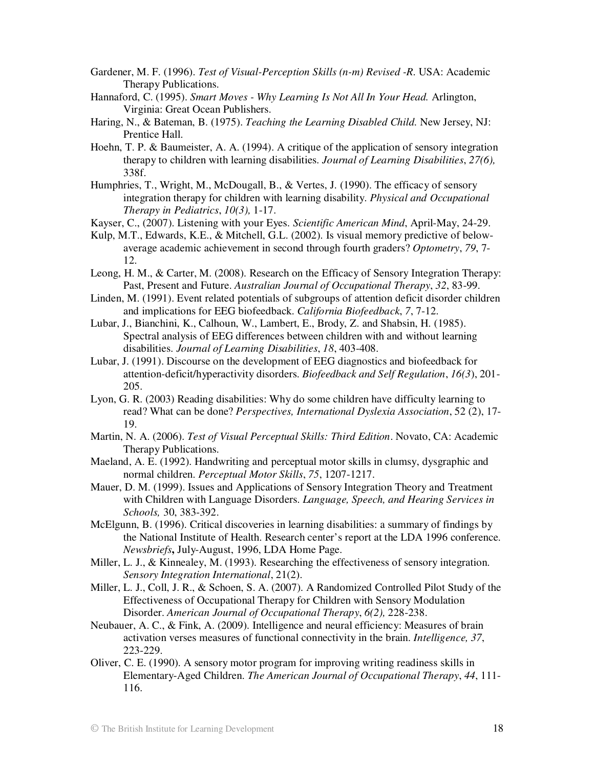Gardener, M. F. (1996). *Test of Visual-Perception Skills (n-m) Revised -R*. USA: Academic Therapy Publications.

Hannaford, C. (1995). *Smart Moves - Why Learning Is Not All In Your Head.* Arlington, Virginia: Great Ocean Publishers.

Haring, N., & Bateman, B. (1975). *Teaching the Learning Disabled Child.* New Jersey, NJ: Prentice Hall.

Hoehn, T. P. & Baumeister, A. A. (1994). A critique of the application of sensory integration therapy to children with learning disabilities. *Journal of Learning Disabilities*, *27(6),* 338f.

Humphries, T., Wright, M., McDougall, B., & Vertes, J. (1990). The efficacy of sensory integration therapy for children with learning disability. *Physical and Occupational Therapy in Pediatrics*, *10(3),* 1-17.

Kayser, C., (2007). Listening with your Eyes. *Scientific American Mind*, April-May, 24-29.

Kulp, M.T., Edwards, K.E., & Mitchell, G.L. (2002). Is visual memory predictive of below-average academic achievement in second through fourth graders? *Optometry*, *79*, 7-12.

Leong, H. M., & Carter, M. (2008). Research on the Efficacy of Sensory Integration Therapy: Past, Present and Future. *Australian Journal of Occupational Therapy*, *32*, 83-99.

Linden, M. (1991). Event related potentials of subgroups of attention deficit disorder children and implications for EEG biofeedback. *California Biofeedback*, *7*, 7-12.

Lubar, J., Bianchini, K., Calhoun, W., Lambert, E., Brody, Z. and Shabsin, H. (1985). Spectral analysis of EEG differences between children with and without learning disabilities. *Journal of Learning Disabilities*, *18*, 403-408.

Lubar, J. (1991). Discourse on the development of EEG diagnostics and biofeedback for attention-deficit/hyperactivity disorders. *Biofeedback and Self Regulation*, *16(3*), 201-205.

Lyon, G. R. (2003) Reading disabilities: Why do some children have difficulty learning to read? What can be done? *Perspectives, International Dyslexia Association*, 52 (2), 17-19.

Martin, N. A. (2006). *Test of Visual Perceptual Skills: Third Edition*. Novato, CA: Academic Therapy Publications.

Maeland, A. E. (1992). Handwriting and perceptual motor skills in clumsy, dysgraphic and normal children. *Perceptual Motor Skills*, *75*, 1207-1217.

Mauer, D. M. (1999). Issues and Applications of Sensory Integration Theory and Treatment with Children with Language Disorders. *Language, Speech, and Hearing Services in Schools,* 30, 383-392.

McElgunn, B. (1996). Critical discoveries in learning disabilities: a summary of findings by the National Institute of Health. Research center's report at the LDA 1996 conference. *Newsbriefs***,** July-August, 1996, LDA Home Page.

Miller, L. J., & Kinnealey, M. (1993). Researching the effectiveness of sensory integration. *Sensory Integration International*, 21(2).

Miller, L. J., Coll, J. R., & Schoen, S. A. (2007). A Randomized Controlled Pilot Study of the Effectiveness of Occupational Therapy for Children with Sensory Modulation Disorder. *American Journal of Occupational Therapy*, *6(2),* 228-238.

Neubauer, A. C., & Fink, A. (2009). Intelligence and neural efficiency: Measures of brain activation verses measures of functional connectivity in the brain. *Intelligence, 37*, 223-229.

Oliver, C. E. (1990). A sensory motor program for improving writing readiness skills in Elementary-Aged Children. *The American Journal of Occupational Therapy*, *44*, 111-116.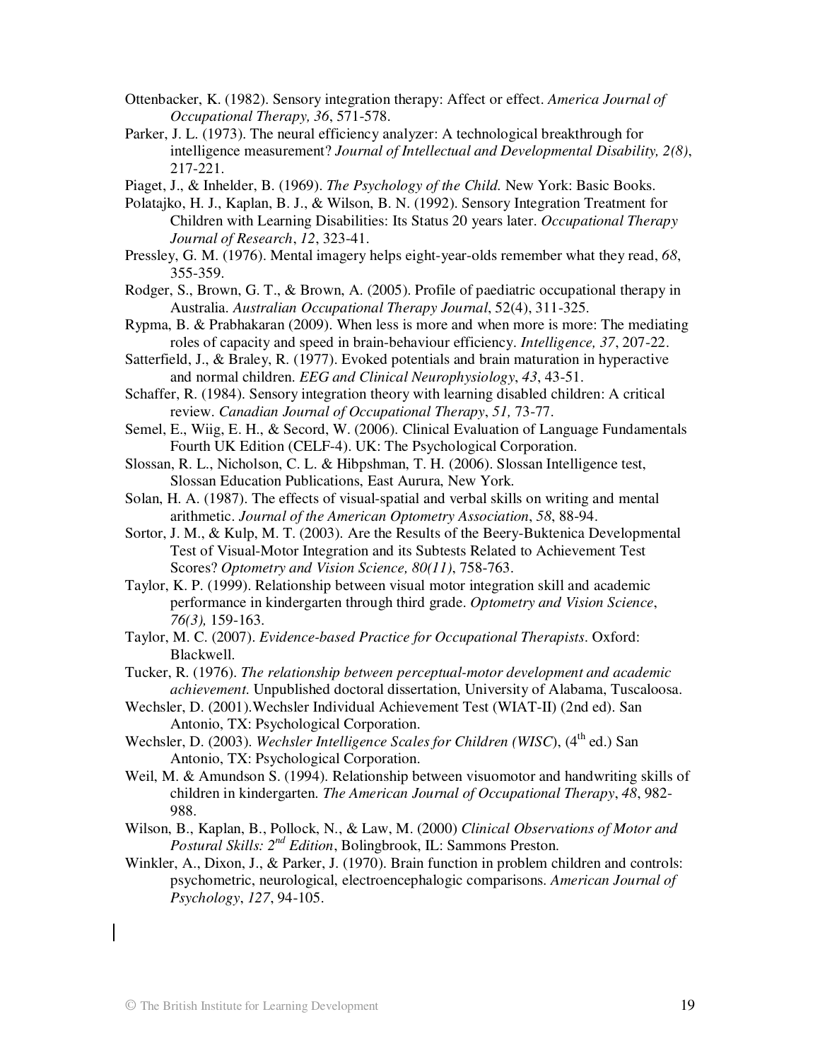Ottenbacker, K. (1982). Sensory integration therapy: Affect or effect. *America Journal of Occupational Therapy, 36*, 571-578.

Parker, J. L. (1973). The neural efficiency analyzer: A technological breakthrough for intelligence measurement? *Journal of Intellectual and Developmental Disability, 2(8)*, 217-221.

Piaget, J., & Inhelder, B. (1969). *The Psychology of the Child.* New York: Basic Books.

Polatajko, H. J., Kaplan, B. J., & Wilson, B. N. (1992). Sensory Integration Treatment for Children with Learning Disabilities: Its Status 20 years later. *Occupational Therapy Journal of Research*, *12*, 323-41.

Pressley, G. M. (1976). Mental imagery helps eight-year-olds remember what they read, *68*, 355-359.

Rodger, S., Brown, G. T., & Brown, A. (2005). Profile of paediatric occupational therapy in Australia. *Australian Occupational Therapy Journal*, 52(4), 311-325.

Rypma, B. & Prabhakaran (2009). When less is more and when more is more: The mediating roles of capacity and speed in brain-behaviour efficiency. *Intelligence, 37*, 207-22.

Satterfield, J., & Braley, R. (1977). Evoked potentials and brain maturation in hyperactive and normal children. *EEG and Clinical Neurophysiology*, *43*, 43-51.

Schaffer, R. (1984). Sensory integration theory with learning disabled children: A critical review. *Canadian Journal of Occupational Therapy*, *51,* 73-77.

Semel, E., Wiig, E. H., & Secord, W. (2006). Clinical Evaluation of Language Fundamentals Fourth UK Edition (CELF-4). UK: The Psychological Corporation.

Slossan, R. L., Nicholson, C. L. & Hibpshman, T. H. (2006). Slossan Intelligence test, Slossan Education Publications, East Aurura, New York.

Solan, H. A. (1987). The effects of visual-spatial and verbal skills on writing and mental arithmetic. *Journal of the American Optometry Association*, *58*, 88-94.

Sortor, J. M., & Kulp, M. T. (2003). Are the Results of the Beery-Buktenica Developmental Test of Visual-Motor Integration and its Subtests Related to Achievement Test Scores? *Optometry and Vision Science, 80(11)*, 758-763.

Taylor, K. P. (1999). Relationship between visual motor integration skill and academic performance in kindergarten through third grade. *Optometry and Vision Science*, *76(3),* 159-163.

Taylor, M. C. (2007). *Evidence-based Practice for Occupational Therapists*. Oxford: Blackwell.

Tucker, R. (1976). *The relationship between perceptual-motor development and academic achievement.* Unpublished doctoral dissertation, University of Alabama, Tuscaloosa.

Wechsler, D. (2001).Wechsler Individual Achievement Test (WIAT-II) (2nd ed). San Antonio, TX: Psychological Corporation.

Wechsler, D. (2003). *Wechsler Intelligence Scales for Children (WISC)*, (4th ed.) San Antonio, TX: Psychological Corporation.

Weil, M. & Amundson S. (1994). Relationship between visuomotor and handwriting skills of children in kindergarten. *The American Journal of Occupational Therapy*, *48*, 982-988.

Wilson, B., Kaplan, B., Pollock, N., & Law, M. (2000) *Clinical Observations of Motor and Postural Skills: 2nd Edition*, Bolingbrook, IL: Sammons Preston.

Winkler, A., Dixon, J., & Parker, J. (1970). Brain function in problem children and controls: psychometric, neurological, electroencephalogic comparisons. *American Journal of Psychology*, *127*, 94-105.